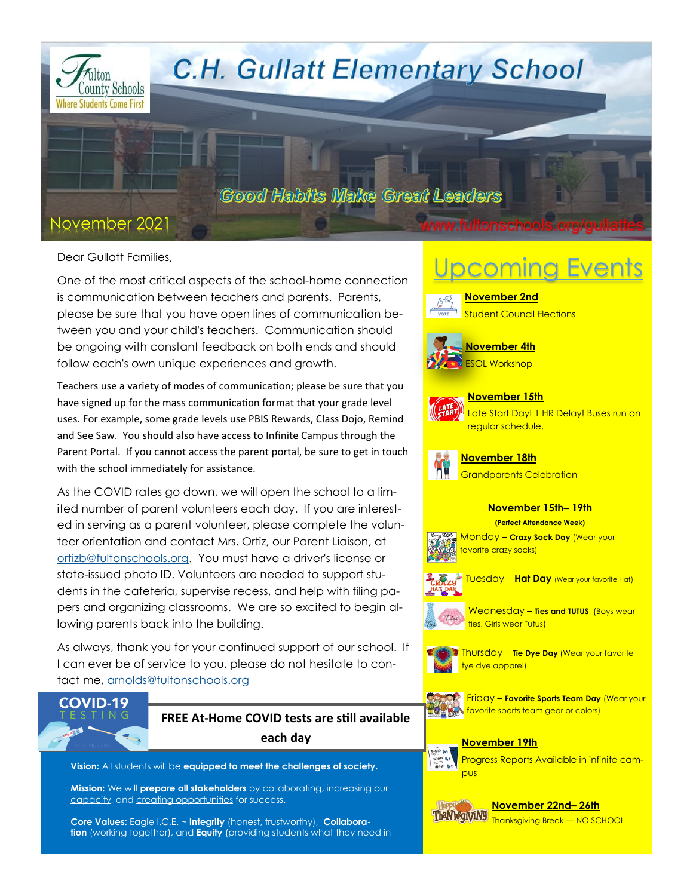# C.H. Gullatt Elementary School

Fulton County Schools — Where Students Come First

*Good Habits Make Great Leaders*

November 2021

www.fultonschools.org/gullattes

Dear Gullatt Families,

One of the most critical aspects of the school-home connection is communication between teachers and parents. Parents, please be sure that you have open lines of communication between you and your child's teachers. Communication should be ongoing with constant feedback on both ends and should follow each's own unique experiences and growth.

Teachers use a variety of modes of communication; please be sure that you have signed up for the mass communication format that your grade level uses. For example, some grade levels use PBIS Rewards, Class Dojo, Remind and See Saw. You should also have access to Infinite Campus through the Parent Portal. If you cannot access the parent portal, be sure to get in touch with the school immediately for assistance.

As the COVID rates go down, we will open the school to a limited number of parent volunteers each day. If you are interested in serving as a parent volunteer, please complete the volunteer orientation and contact Mrs. Ortiz, our Parent Liaison, at ortizb@fultonschools.org. You must have a driver's license or state-issued photo ID. Volunteers are needed to support students in the cafeteria, supervise recess, and help with filing papers and organizing classrooms. We are so excited to begin allowing parents back into the building.

As always, thank you for your continued support of our school. If I can ever be of service to you, please do not hesitate to contact me, arnolds@fultonschools.org

**COVID-19 TESTING**

**FREE At-Home COVID tests are still available each day**

**Vision:** All students will be **equipped to meet the challenges of society.**

**Mission:** We will **prepare all stakeholders** by collaborating, increasing our capacity, and creating opportunities for success.

**Core Values:** Eagle I.C.E. ~ **Integrity** (honest, trustworthy), **Collaboration** (working together), and **Equity** (providing students what they need in

## Upcoming Events

**November 2nd**
Student Council Elections

**November 4th**
ESOL Workshop

**November 15th**
Late Start Day! 1 HR Delay! Buses run on regular schedule.

**November 18th**
Grandparents Celebration

**November 15th– 19th**
**(Perfect Attendance Week)**

- Monday – **Crazy Sock Day** (Wear your favorite crazy socks)
- Tuesday – **Hat Day** (Wear your favorite Hat)
- Wednesday – **Ties and TUTUS** (Boys wear ties, Girls wear Tutus)
- Thursday – **Tie Dye Day** (Wear your favorite tye dye apparel)
- Friday – **Favorite Sports Team Day** (Wear your favorite sports team gear or colors)

**November 19th**
Progress Reports Available in infinite campus

**November 22nd– 26th**
Thanksgiving Break!— NO SCHOOL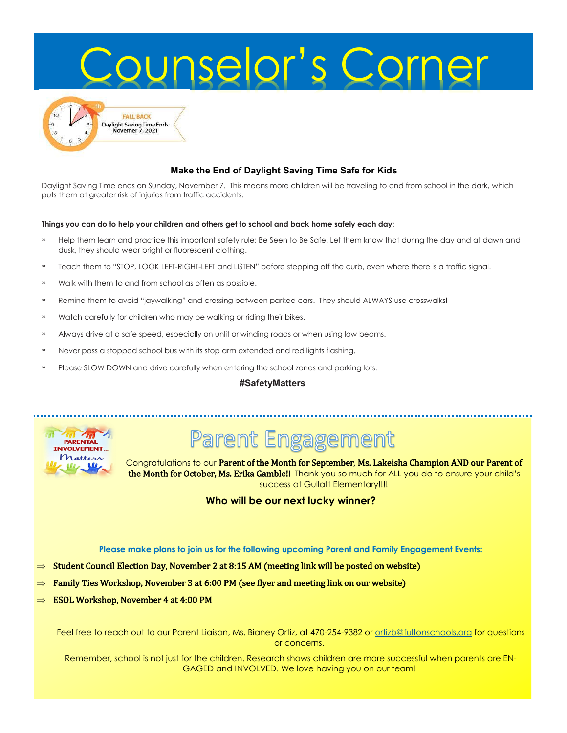# Counselor's Corner

FALL BACK
Daylight Saving Time Ends
Novemer 7, 2021

### Make the End of Daylight Saving Time Safe for Kids

Daylight Saving Time ends on Sunday, November 7. This means more children will be traveling to and from school in the dark, which puts them at greater risk of injuries from traffic accidents.

**Things you can do to help your children and others get to school and back home safely each day:**

- Help them learn and practice this important safety rule: Be Seen to Be Safe. Let them know that during the day and at dawn and dusk, they should wear bright or fluorescent clothing.
- Teach them to "STOP, LOOK LEFT-RIGHT-LEFT and LISTEN" before stepping off the curb, even where there is a traffic signal.
- Walk with them to and from school as often as possible.
- Remind them to avoid "jaywalking" and crossing between parked cars. They should ALWAYS use crosswalks!
- Watch carefully for children who may be walking or riding their bikes.
- Always drive at a safe speed, especially on unlit or winding roads or when using low beams.
- Never pass a stopped school bus with its stop arm extended and red lights flashing.
- Please SLOW DOWN and drive carefully when entering the school zones and parking lots.

**#SafetyMatters**

---

PARENTAL INVOLVEMENT... Matters

## Parent Engagement

Congratulations to our **Parent of the Month for September, Ms. Lakeisha Champion AND our Parent of the Month for October, Ms. Erika Gamble!!** Thank you so much for ALL you do to ensure your child's success at Gullatt Elementary!!!!

**Who will be our next lucky winner?**

**Please make plans to join us for the following upcoming Parent and Family Engagement Events:**

- **Student Council Election Day, November 2 at 8:15 AM (meeting link will be posted on website)**
- **Family Ties Workshop, November 3 at 6:00 PM (see flyer and meeting link on our website)**
- **ESOL Workshop, November 4 at 4:00 PM**

Feel free to reach out to our Parent Liaison, Ms. Bianey Ortiz, at 470-254-9382 or ortizb@fultonschools.org for questions or concerns.

Remember, school is not just for the children. Research shows children are more successful when parents are ENGAGED and INVOLVED. We love having you on our team!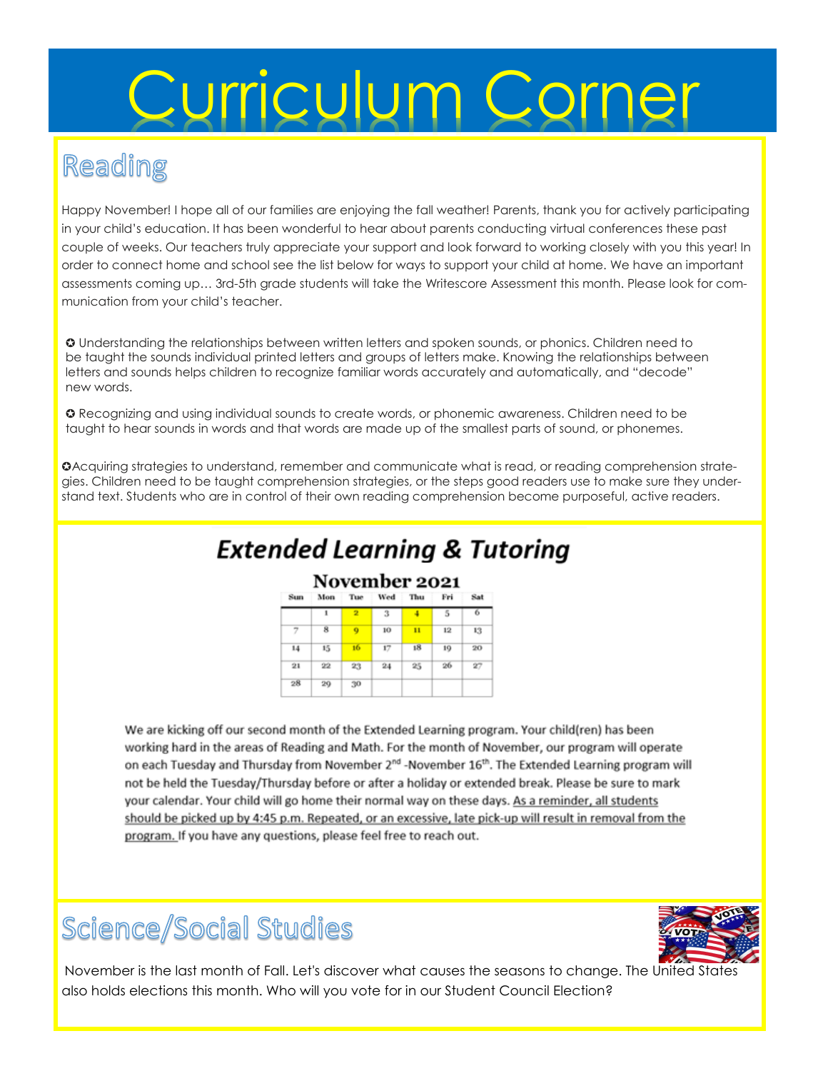# Curriculum Corner

## Reading

Happy November! I hope all of our families are enjoying the fall weather! Parents, thank you for actively participating in your child's education. It has been wonderful to hear about parents conducting virtual conferences these past couple of weeks. Our teachers truly appreciate your support and look forward to working closely with you this year! In order to connect home and school see the list below for ways to support your child at home. We have an important assessments coming up… 3rd-5th grade students will take the Writescore Assessment this month. Please look for communication from your child's teacher.

✪ Understanding the relationships between written letters and spoken sounds, or phonics. Children need to be taught the sounds individual printed letters and groups of letters make. Knowing the relationships between letters and sounds helps children to recognize familiar words accurately and automatically, and "decode" new words.

✪ Recognizing and using individual sounds to create words, or phonemic awareness. Children need to be taught to hear sounds in words and that words are made up of the smallest parts of sound, or phonemes.

✪Acquiring strategies to understand, remember and communicate what is read, or reading comprehension strategies. Children need to be taught comprehension strategies, or the steps good readers use to make sure they understand text. Students who are in control of their own reading comprehension become purposeful, active readers.

## *Extended Learning & Tutoring*

**November 2021**

| Sun | Mon | Tue | Wed | Thu | Fri | Sat |
|---|---|---|---|---|---|---|
| | 1 | 2 | 3 | 4 | 5 | 6 |
| 7 | 8 | 9 | 10 | 11 | 12 | 13 |
| 14 | 15 | 16 | 17 | 18 | 19 | 20 |
| 21 | 22 | 23 | 24 | 25 | 26 | 27 |
| 28 | 29 | 30 | | | | |

We are kicking off our second month of the Extended Learning program. Your child(ren) has been working hard in the areas of Reading and Math. For the month of November, our program will operate on each Tuesday and Thursday from November 2nd -November 16th. The Extended Learning program will not be held the Tuesday/Thursday before or after a holiday or extended break. Please be sure to mark your calendar. Your child will go home their normal way on these days. As a reminder, all students should be picked up by 4:45 p.m. Repeated, or an excessive, late pick-up will result in removal from the program. If you have any questions, please feel free to reach out.

## Science/Social Studies

November is the last month of Fall. Let's discover what causes the seasons to change. The United States also holds elections this month. Who will you vote for in our Student Council Election?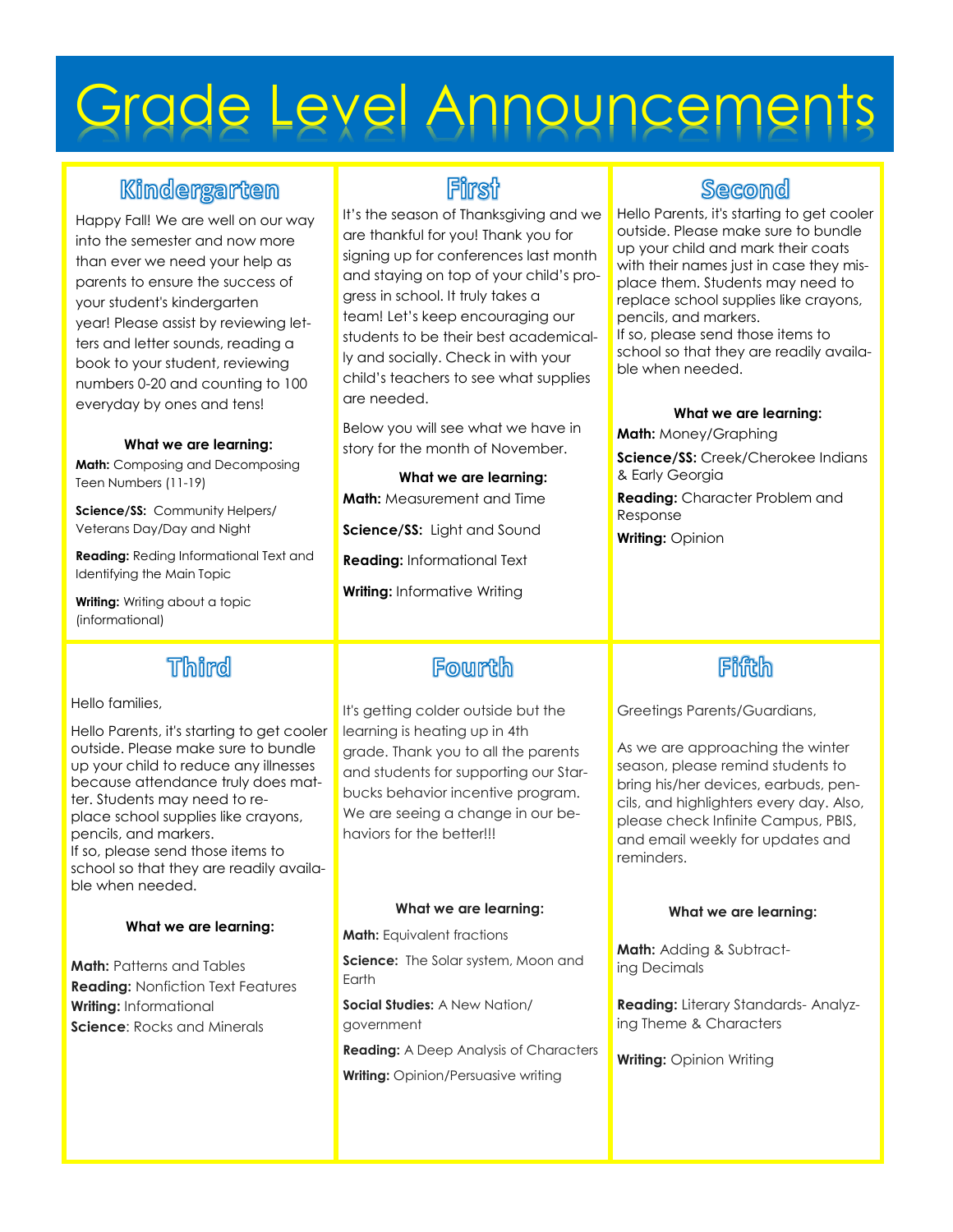# Grade Level Announcements

## Kindergarten

Happy Fall! We are well on our way into the semester and now more than ever we need your help as parents to ensure the success of your student's kindergarten year! Please assist by reviewing letters and letter sounds, reading a book to your student, reviewing numbers 0-20 and counting to 100 everyday by ones and tens!

**What we are learning:**

**Math:** Composing and Decomposing Teen Numbers (11-19)

**Science/SS:** Community Helpers/ Veterans Day/Day and Night

**Reading:** Reding Informational Text and Identifying the Main Topic

**Writing:** Writing about a topic (informational)

## First

It's the season of Thanksgiving and we are thankful for you! Thank you for signing up for conferences last month and staying on top of your child's progress in school. It truly takes a team! Let's keep encouraging our students to be their best academically and socially. Check in with your child's teachers to see what supplies are needed.

Below you will see what we have in story for the month of November.

**What we are learning:**

**Math:** Measurement and Time

**Science/SS:** Light and Sound

**Reading:** Informational Text

**Writing:** Informative Writing

## Second

Hello Parents, it's starting to get cooler outside. Please make sure to bundle up your child and mark their coats with their names just in case they misplace them. Students may need to replace school supplies like crayons, pencils, and markers.
If so, please send those items to school so that they are readily available when needed.

**What we are learning:**

**Math:** Money/Graphing

**Science/SS:** Creek/Cherokee Indians & Early Georgia

**Reading:** Character Problem and Response

**Writing:** Opinion

## Third

Hello families,

Hello Parents, it's starting to get cooler outside. Please make sure to bundle up your child to reduce any illnesses because attendance truly does matter. Students may need to replace school supplies like crayons, pencils, and markers.
If so, please send those items to school so that they are readily available when needed.

**What we are learning:**

**Math:** Patterns and Tables
**Reading:** Nonfiction Text Features
**Writing:** Informational
**Science**: Rocks and Minerals

## Fourth

It's getting colder outside but the learning is heating up in 4th grade. Thank you to all the parents and students for supporting our Starbucks behavior incentive program. We are seeing a change in our behaviors for the better!!!

**What we are learning:**

**Math:** Equivalent fractions

**Science:** The Solar system, Moon and Earth

**Social Studies:** A New Nation/ government

**Reading:** A Deep Analysis of Characters

**Writing:** Opinion/Persuasive writing

## Fifth

Greetings Parents/Guardians,

As we are approaching the winter season, please remind students to bring his/her devices, earbuds, pencils, and highlighters every day. Also, please check Infinite Campus, PBIS, and email weekly for updates and reminders.

**What we are learning:**

**Math:** Adding & Subtracting Decimals

**Reading:** Literary Standards- Analyzing Theme & Characters

**Writing:** Opinion Writing